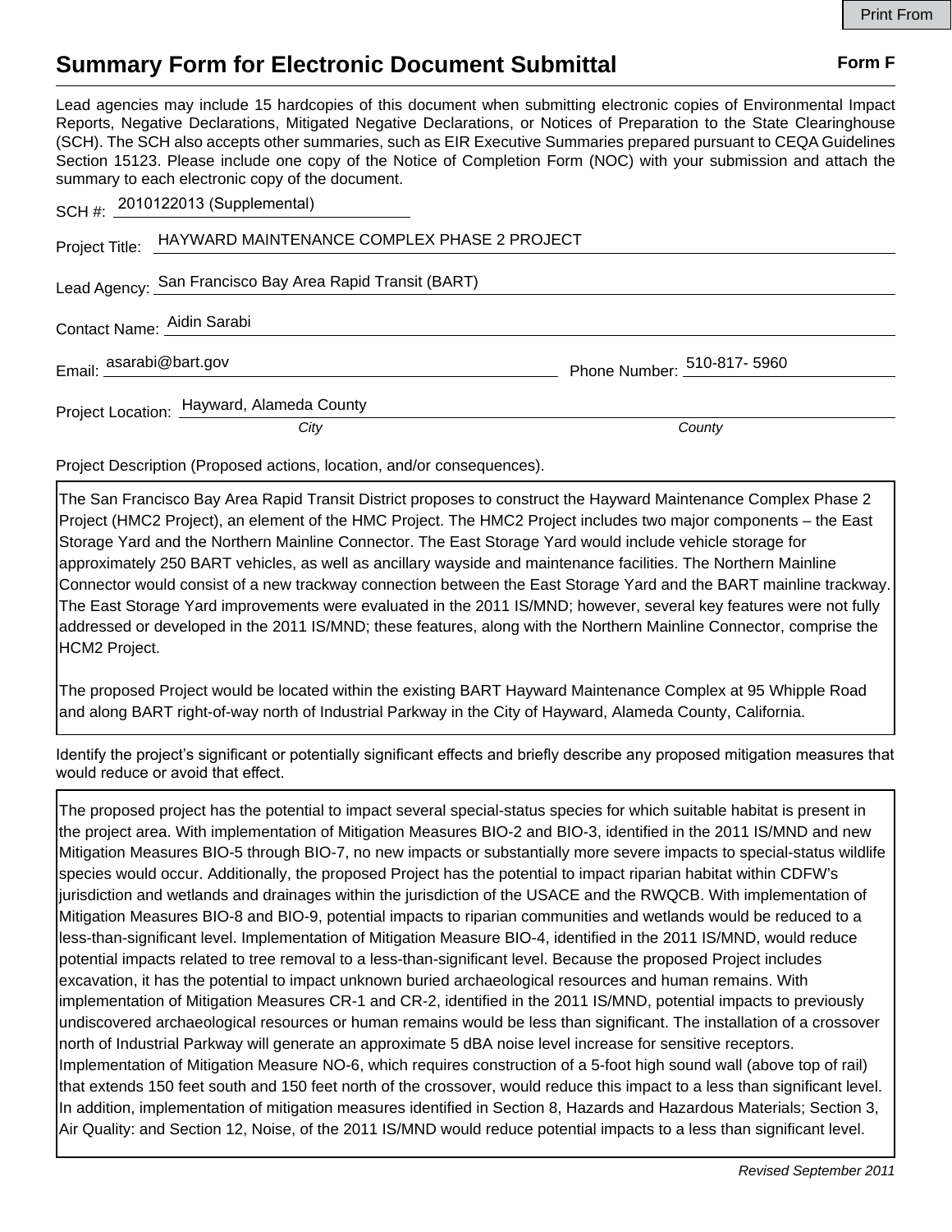# Summary Form for Electronic Document Submittal

**Form F**

Lead agencies may include 15 hardcopies of this document when submitting electronic copies of Environmental Impact Reports, Negative Declarations, Mitigated Negative Declarations, or Notices of Preparation to the State Clearinghouse (SCH). The SCH also accepts other summaries, such as EIR Executive Summaries prepared pursuant to CEQA Guidelines Section 15123. Please include one copy of the Notice of Completion Form (NOC) with your submission and attach the summary to each electronic copy of the document.

SCH #: 2010122013 (Supplemental)

Project Title: HAYWARD MAINTENANCE COMPLEX PHASE 2 PROJECT

Lead Agency: San Francisco Bay Area Rapid Transit (BART)

Contact Name: Aidin Sarabi

Email: asarabi@bart.gov Phone Number: 510-817- 5960

Project Location: Hayward, Alameda County
*City* *County*

Project Description (Proposed actions, location, and/or consequences).

The San Francisco Bay Area Rapid Transit District proposes to construct the Hayward Maintenance Complex Phase 2 Project (HMC2 Project), an element of the HMC Project. The HMC2 Project includes two major components – the East Storage Yard and the Northern Mainline Connector. The East Storage Yard would include vehicle storage for approximately 250 BART vehicles, as well as ancillary wayside and maintenance facilities. The Northern Mainline Connector would consist of a new trackway connection between the East Storage Yard and the BART mainline trackway. The East Storage Yard improvements were evaluated in the 2011 IS/MND; however, several key features were not fully addressed or developed in the 2011 IS/MND; these features, along with the Northern Mainline Connector, comprise the HCM2 Project.

The proposed Project would be located within the existing BART Hayward Maintenance Complex at 95 Whipple Road and along BART right-of-way north of Industrial Parkway in the City of Hayward, Alameda County, California.

Identify the project's significant or potentially significant effects and briefly describe any proposed mitigation measures that would reduce or avoid that effect.

The proposed project has the potential to impact several special-status species for which suitable habitat is present in the project area. With implementation of Mitigation Measures BIO-2 and BIO-3, identified in the 2011 IS/MND and new Mitigation Measures BIO-5 through BIO-7, no new impacts or substantially more severe impacts to special-status wildlife species would occur. Additionally, the proposed Project has the potential to impact riparian habitat within CDFW's jurisdiction and wetlands and drainages within the jurisdiction of the USACE and the RWQCB. With implementation of Mitigation Measures BIO-8 and BIO-9, potential impacts to riparian communities and wetlands would be reduced to a less-than-significant level. Implementation of Mitigation Measure BIO-4, identified in the 2011 IS/MND, would reduce potential impacts related to tree removal to a less-than-significant level. Because the proposed Project includes excavation, it has the potential to impact unknown buried archaeological resources and human remains. With implementation of Mitigation Measures CR-1 and CR-2, identified in the 2011 IS/MND, potential impacts to previously undiscovered archaeological resources or human remains would be less than significant. The installation of a crossover north of Industrial Parkway will generate an approximate 5 dBA noise level increase for sensitive receptors. Implementation of Mitigation Measure NO-6, which requires construction of a 5-foot high sound wall (above top of rail) that extends 150 feet south and 150 feet north of the crossover, would reduce this impact to a less than significant level. In addition, implementation of mitigation measures identified in Section 8, Hazards and Hazardous Materials; Section 3, Air Quality: and Section 12, Noise, of the 2011 IS/MND would reduce potential impacts to a less than significant level.

*Revised September 2011*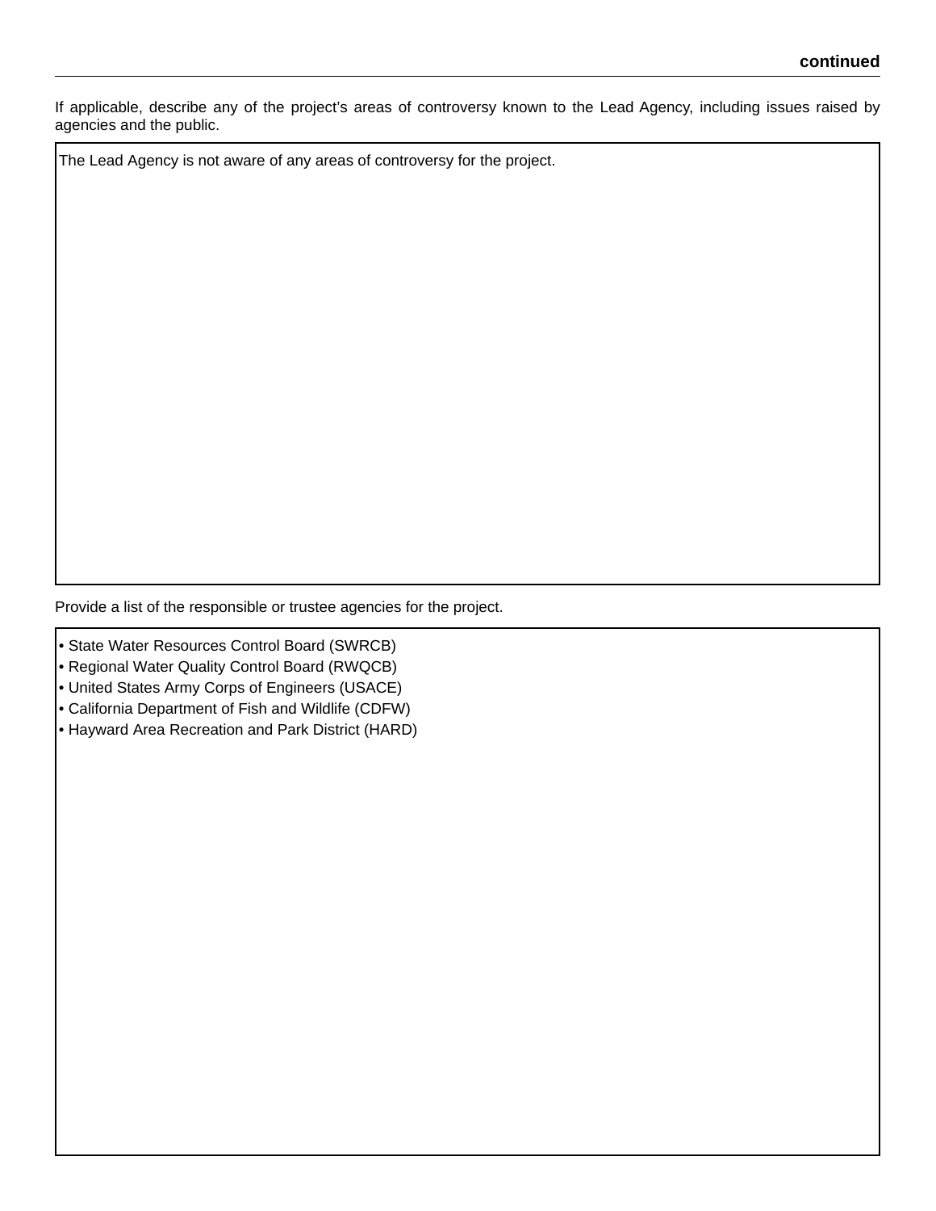**continued**

If applicable, describe any of the project's areas of controversy known to the Lead Agency, including issues raised by agencies and the public.

The Lead Agency is not aware of any areas of controversy for the project.

Provide a list of the responsible or trustee agencies for the project.

- State Water Resources Control Board (SWRCB)
- Regional Water Quality Control Board (RWQCB)
- United States Army Corps of Engineers (USACE)
- California Department of Fish and Wildlife (CDFW)
- Hayward Area Recreation and Park District (HARD)